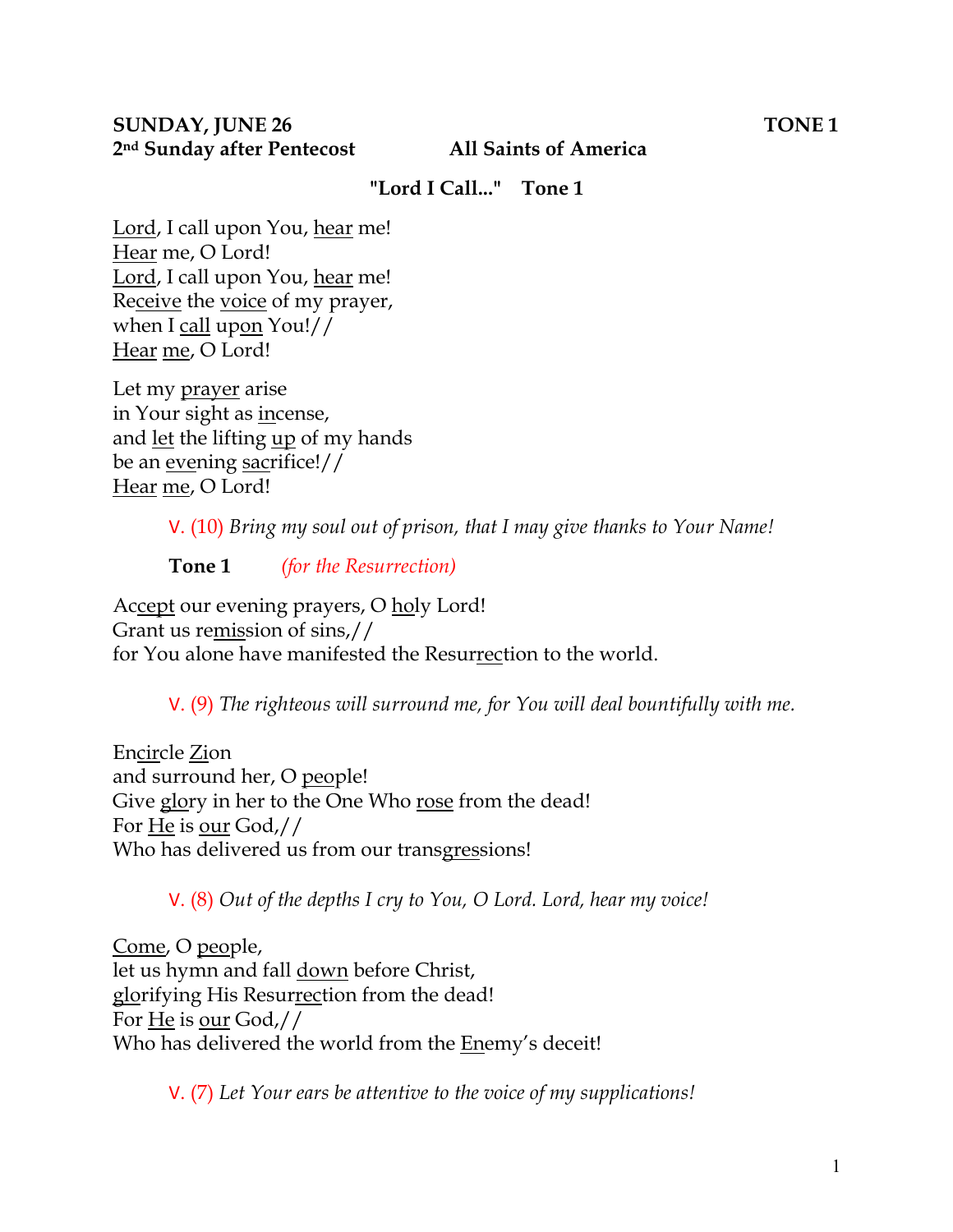**SUNDAY, JUNE 26** **TONE 1**

**2nd Sunday after Pentecost** **All Saints of America**

**"Lord I Call..." Tone 1**

Lord, I call upon You, hear me!
Hear me, O Lord!
Lord, I call upon You, hear me!
Receive the voice of my prayer,
when I call upon You!//
Hear me, O Lord!

Let my prayer arise
in Your sight as incense,
and let the lifting up of my hands
be an evening sacrifice!//
Hear me, O Lord!

V. (10) *Bring my soul out of prison, that I may give thanks to Your Name!*

**Tone 1** *(for the Resurrection)*

Accept our evening prayers, O holy Lord!
Grant us remission of sins,//
for You alone have manifested the Resurrection to the world.

V. (9) *The righteous will surround me, for You will deal bountifully with me.*

Encircle Zion
and surround her, O people!
Give glory in her to the One Who rose from the dead!
For He is our God,//
Who has delivered us from our transgressions!

V. (8) *Out of the depths I cry to You, O Lord. Lord, hear my voice!*

Come, O people,
let us hymn and fall down before Christ,
glorifying His Resurrection from the dead!
For He is our God,//
Who has delivered the world from the Enemy's deceit!

V. (7) *Let Your ears be attentive to the voice of my supplications!*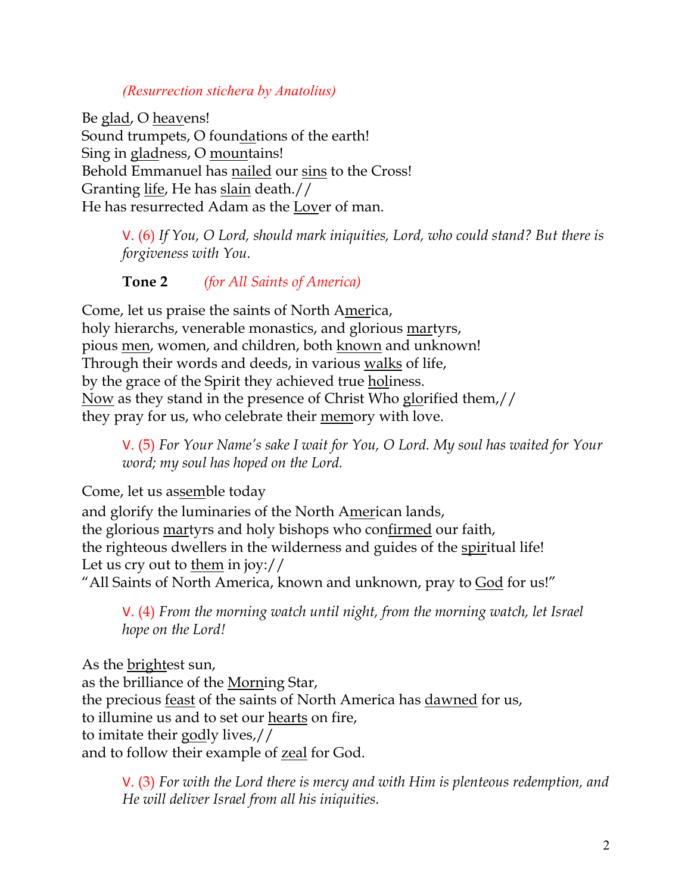*(Resurrection stichera by Anatolius)*

Be glad, O heavens!
Sound trumpets, O foundations of the earth!
Sing in gladness, O mountains!
Behold Emmanuel has nailed our sins to the Cross!
Granting life, He has slain death.//
He has resurrected Adam as the Lover of man.

> V. (6) *If You, O Lord, should mark iniquities, Lord, who could stand? But there is forgiveness with You.*

> **Tone 2** *(for All Saints of America)*

Come, let us praise the saints of North America,
holy hierarchs, venerable monastics, and glorious martyrs,
pious men, women, and children, both known and unknown!
Through their words and deeds, in various walks of life,
by the grace of the Spirit they achieved true holiness.
Now as they stand in the presence of Christ Who glorified them,//
they pray for us, who celebrate their memory with love.

> V. (5) *For Your Name's sake I wait for You, O Lord. My soul has waited for Your word; my soul has hoped on the Lord.*

Come, let us assemble today
and glorify the luminaries of the North American lands,
the glorious martyrs and holy bishops who confirmed our faith,
the righteous dwellers in the wilderness and guides of the spiritual life!
Let us cry out to them in joy://
"All Saints of North America, known and unknown, pray to God for us!"

> V. (4) *From the morning watch until night, from the morning watch, let Israel hope on the Lord!*

As the brightest sun,
as the brilliance of the Morning Star,
the precious feast of the saints of North America has dawned for us,
to illumine us and to set our hearts on fire,
to imitate their godly lives,//
and to follow their example of zeal for God.

> V. (3) *For with the Lord there is mercy and with Him is plenteous redemption, and He will deliver Israel from all his iniquities.*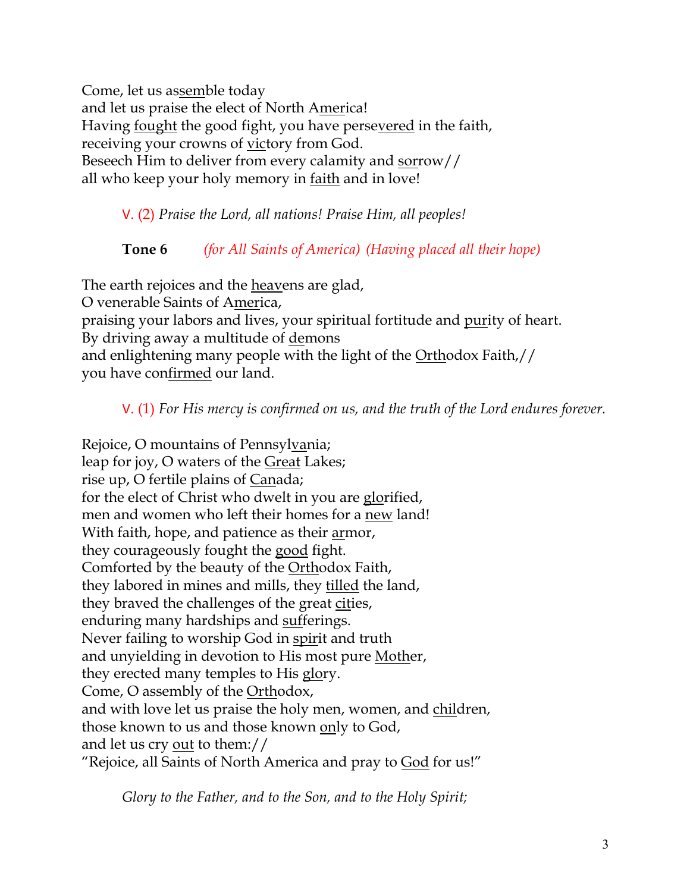Come, let us as<u>sem</u>ble today
and let us praise the elect of North A<u>mer</u>ica!
Having <u>fought</u> the good fight, you have perse<u>vered</u> in the faith,
receiving your crowns of <u>vic</u>tory from God.
Beseech Him to deliver from every calamity and <u>sor</u>row//
all who keep your holy memory in <u>faith</u> and in love!

V. (2) *Praise the Lord, all nations! Praise Him, all peoples!*

**Tone 6** *(for All Saints of America) (Having placed all their hope)*

The earth rejoices and the <u>heav</u>ens are glad,
O venerable Saints of A<u>mer</u>ica,
praising your labors and lives, your spiritual fortitude and <u>pur</u>ity of heart.
By driving away a multitude of <u>de</u>mons
and enlightening many people with the light of the <u>Orth</u>odox Faith,//
you have con<u>firmed</u> our land.

V. (1) *For His mercy is confirmed on us, and the truth of the Lord endures forever.*

Rejoice, O mountains of Pennsyl<u>va</u>nia;
leap for joy, O waters of the <u>Great</u> Lakes;
rise up, O fertile plains of <u>Can</u>ada;
for the elect of Christ who dwelt in you are <u>glo</u>rified,
men and women who left their homes for a <u>new</u> land!
With faith, hope, and patience as their <u>ar</u>mor,
they courageously fought the <u>good</u> fight.
Comforted by the beauty of the <u>Orth</u>odox Faith,
they labored in mines and mills, they <u>tilled</u> the land,
they braved the challenges of the great <u>cit</u>ies,
enduring many hardships and <u>suf</u>ferings.
Never failing to worship God in <u>spir</u>it and truth
and unyielding in devotion to His most pure <u>Moth</u>er,
they erected many temples to His <u>glo</u>ry.
Come, O assembly of the <u>Orth</u>odox,
and with love let us praise the holy men, women, and <u>chil</u>dren,
those known to us and those known <u>on</u>ly to God,
and let us cry <u>out</u> to them://
"Rejoice, all Saints of North America and pray to <u>God</u> for us!"

*Glory to the Father, and to the Son, and to the Holy Spirit;*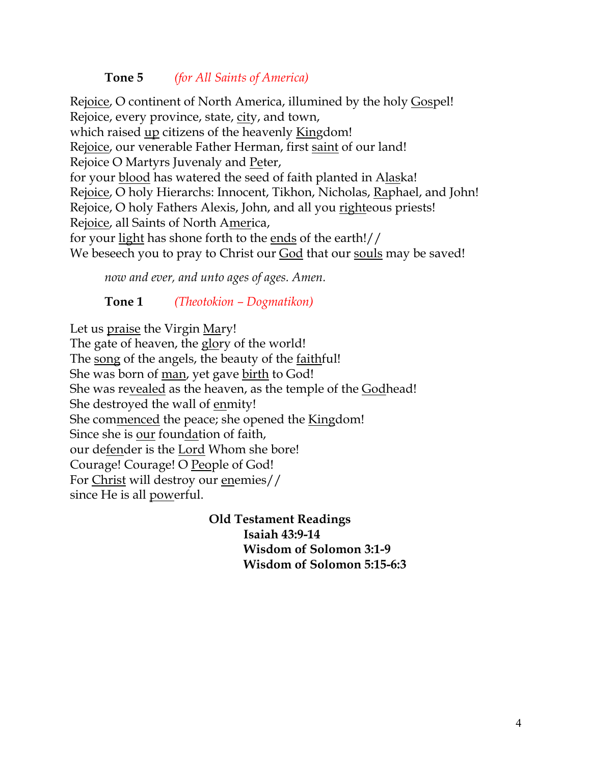**Tone 5** *(for All Saints of America)*

Rejoice, O continent of North America, illumined by the holy Gospel!
Rejoice, every province, state, city, and town,
which raised up citizens of the heavenly Kingdom!
Rejoice, our venerable Father Herman, first saint of our land!
Rejoice O Martyrs Juvenaly and Peter,
for your blood has watered the seed of faith planted in Alaska!
Rejoice, O holy Hierarchs: Innocent, Tikhon, Nicholas, Raphael, and John!
Rejoice, O holy Fathers Alexis, John, and all you righteous priests!
Rejoice, all Saints of North America,
for your light has shone forth to the ends of the earth!//
We beseech you to pray to Christ our God that our souls may be saved!

*now and ever, and unto ages of ages. Amen.*

**Tone 1** *(Theotokion – Dogmatikon)*

Let us praise the Virgin Mary!
The gate of heaven, the glory of the world!
The song of the angels, the beauty of the faithful!
She was born of man, yet gave birth to God!
She was revealed as the heaven, as the temple of the Godhead!
She destroyed the wall of enmity!
She commenced the peace; she opened the Kingdom!
Since she is our foundation of faith,
our defender is the Lord Whom she bore!
Courage! Courage! O People of God!
For Christ will destroy our enemies//
since He is all powerful.

**Old Testament Readings**
**Isaiah 43:9-14**
**Wisdom of Solomon 3:1-9**
**Wisdom of Solomon 5:15-6:3**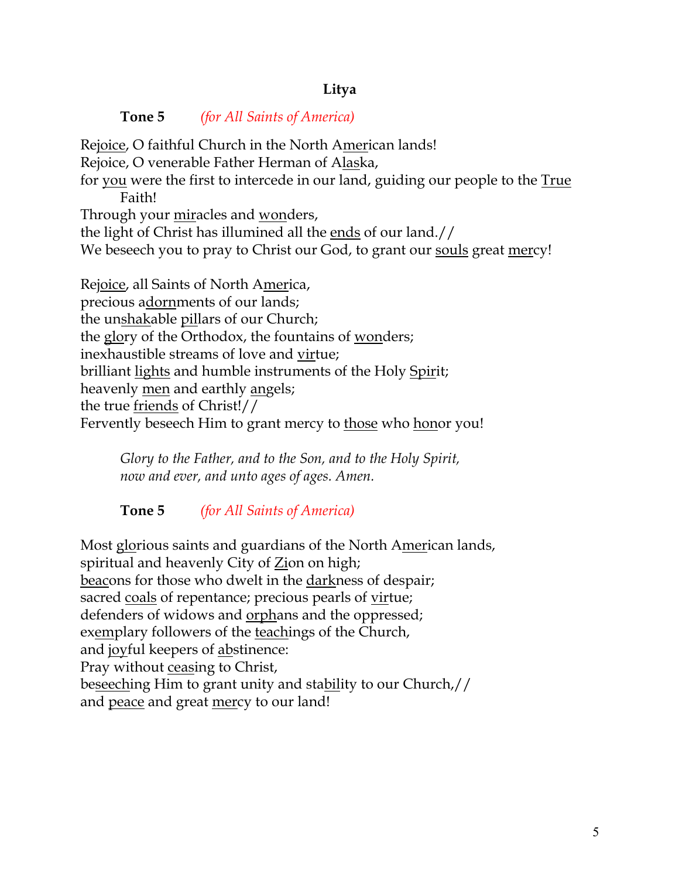### Litya

**Tone 5** *(for All Saints of America)*

Re<u>joice</u>, O faithful Church in the North A<u>mer</u>ican lands!
Rejoice, O venerable Father Herman of A<u>las</u>ka,
for <u>you</u> were the first to intercede in our land, guiding our people to the <u>True</u> Faith!
Through your <u>mir</u>acles and <u>won</u>ders,
the light of Christ has illumined all the <u>ends</u> of our land.//
We beseech you to pray to Christ our God, to grant our <u>souls</u> great <u>mer</u>cy!

Re<u>joice</u>, all Saints of North A<u>mer</u>ica,
precious a<u>dorn</u>ments of our lands;
the un<u>shak</u>able <u>pil</u>lars of our Church;
the <u>glo</u>ry of the Orthodox, the fountains of <u>won</u>ders;
inexhaustible streams of love and <u>vir</u>tue;
brilliant <u>lights</u> and humble instruments of the Holy <u>Spir</u>it;
heavenly <u>men</u> and earthly <u>an</u>gels;
the true <u>friends</u> of Christ!//
Fervently beseech Him to grant mercy to <u>those</u> who <u>hon</u>or you!

*Glory to the Father, and to the Son, and to the Holy Spirit,*
*now and ever, and unto ages of ages. Amen.*

**Tone 5** *(for All Saints of America)*

Most <u>glo</u>rious saints and guardians of the North A<u>mer</u>ican lands,
spiritual and heavenly City of <u>Zi</u>on on high;
<u>bea</u>cons for those who dwelt in the <u>dark</u>ness of despair;
sacred <u>coals</u> of repentance; precious pearls of <u>vir</u>tue;
defenders of widows and <u>orph</u>ans and the oppressed;
ex<u>em</u>plary followers of the <u>teach</u>ings of the Church,
and <u>joy</u>ful keepers of <u>ab</u>stinence:
Pray without <u>ceas</u>ing to Christ,
be<u>seech</u>ing Him to grant unity and sta<u>bil</u>ity to our Church,//
and <u>peace</u> and great <u>mer</u>cy to our land!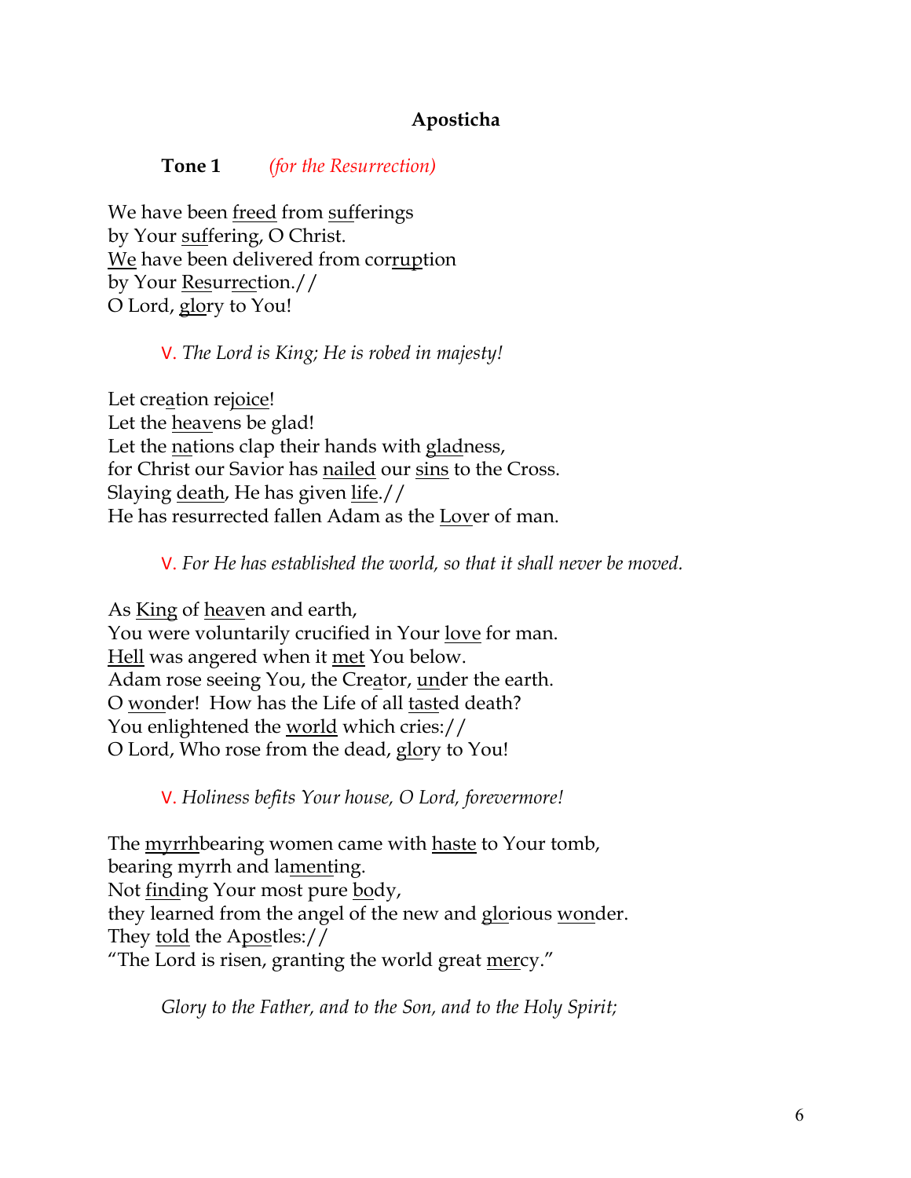### Aposticha

**Tone 1** *(for the Resurrection)*

We have been <u>freed</u> from <u>suf</u>ferings
by Your <u>suf</u>fering, O Christ.
<u>We</u> have been delivered from cor<u>rup</u>tion
by Your <u>Res</u>ur<u>rec</u>tion.//
O Lord, <u>glo</u>ry to You!

V. *The Lord is King; He is robed in majesty!*

Let cre<u>a</u>tion re<u>joice</u>!
Let the <u>heav</u>ens be glad!
Let the <u>na</u>tions clap their hands with <u>glad</u>ness,
for Christ our Savior has <u>nailed</u> our <u>sins</u> to the Cross.
Slaying <u>death</u>, He has given <u>life</u>.//
He has resurrected fallen Adam as the <u>Lov</u>er of man.

V. *For He has established the world, so that it shall never be moved.*

As <u>King</u> of <u>heav</u>en and earth,
You were voluntarily crucified in Your <u>love</u> for man.
<u>Hell</u> was angered when it <u>met</u> You below.
Adam rose seeing You, the Cre<u>a</u>tor, <u>un</u>der the earth.
O <u>won</u>der! How has the Life of all <u>tast</u>ed death?
You enlightened the <u>world</u> which cries://
O Lord, Who rose from the dead, <u>glo</u>ry to You!

V. *Holiness befits Your house, O Lord, forevermore!*

The <u>myrrh</u>bearing women came with <u>haste</u> to Your tomb,
bearing myrrh and la<u>ment</u>ing.
Not <u>find</u>ing Your most pure <u>bo</u>dy,
they learned from the angel of the new and <u>glo</u>rious <u>won</u>der.
They <u>told</u> the A<u>pos</u>tles://
"The Lord is risen, granting the world great <u>mer</u>cy."

*Glory to the Father, and to the Son, and to the Holy Spirit;*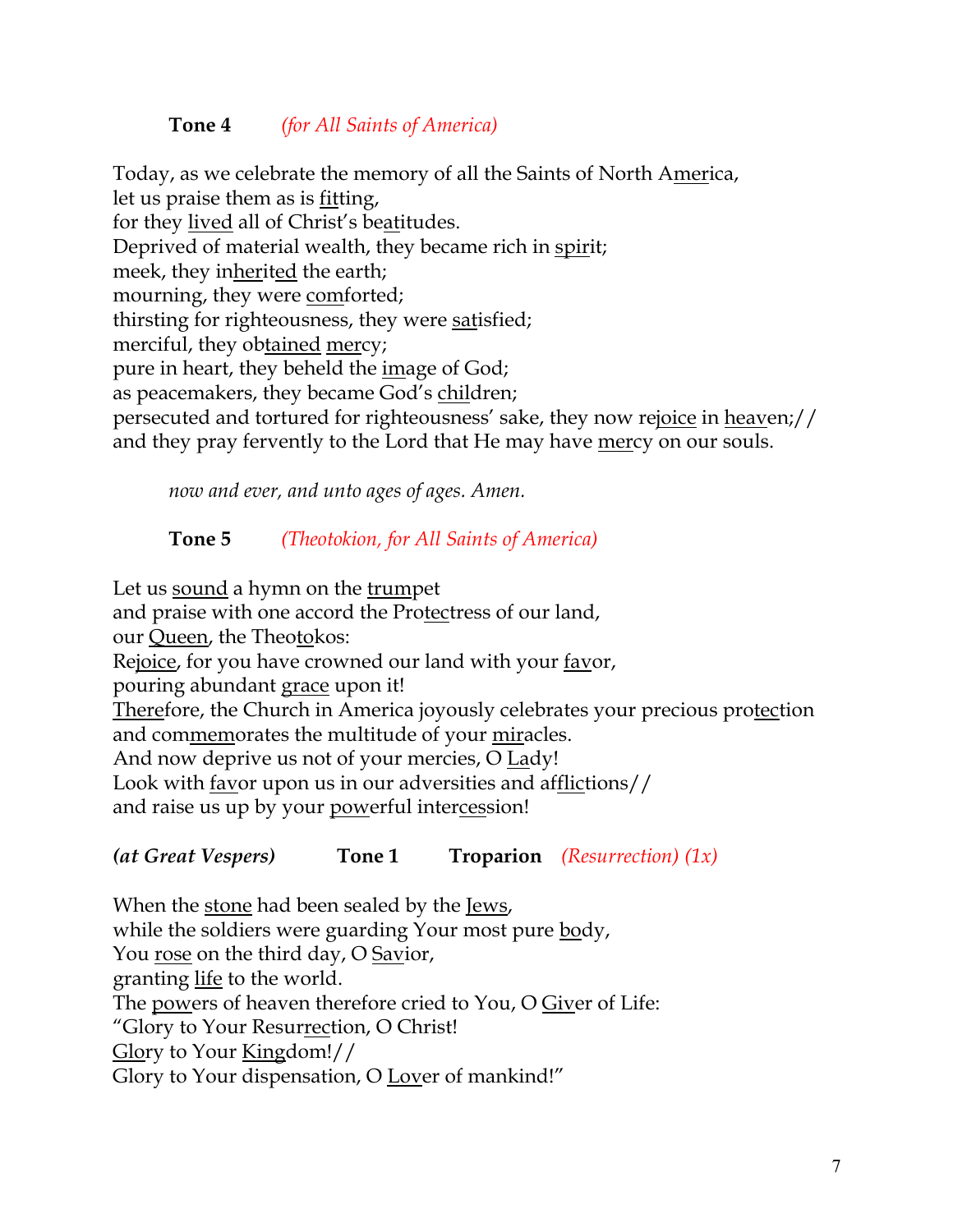**Tone 4** *(for All Saints of America)*

Today, as we celebrate the memory of all the Saints of North A<u>mer</u>ica,
let us praise them as is <u>fit</u>ting,
for they <u>lived</u> all of Christ's be<u>at</u>itudes.
Deprived of material wealth, they became rich in <u>spir</u>it;
meek, they in<u>her</u>it<u>ed</u> the earth;
mourning, they were <u>com</u>forted;
thirsting for righteousness, they were <u>sat</u>isfied;
merciful, they ob<u>tained</u> <u>mer</u>cy;
pure in heart, they beheld the <u>im</u>age of God;
as peacemakers, they became God's <u>chil</u>dren;
persecuted and tortured for righteousness' sake, they now re<u>joice</u> in <u>heav</u>en;//
and they pray fervently to the Lord that He may have <u>mer</u>cy on our souls.

*now and ever, and unto ages of ages. Amen.*

**Tone 5** *(Theotokion, for All Saints of America)*

Let us <u>sound</u> a hymn on the <u>trum</u>pet
and praise with one accord the Pro<u>tec</u>tress of our land,
our <u>Queen</u>, the Theo<u>to</u>kos:
Re<u>joice</u>, for you have crowned our land with your <u>fav</u>or,
pouring abundant <u>grace</u> upon it!
<u>There</u>fore, the Church in America joyously celebrates your precious pro<u>tec</u>tion
and com<u>mem</u>orates the multitude of your <u>mir</u>acles.
And now deprive us not of your mercies, O <u>La</u>dy!
Look with <u>fav</u>or upon us in our adversities and af<u>flic</u>tions//
and raise us up by your <u>pow</u>erful inter<u>ces</u>sion!

***(at Great Vespers)*** **Tone 1** **Troparion** *(Resurrection) (1x)*

When the <u>stone</u> had been sealed by the <u>Jews</u>,
while the soldiers were guarding Your most pure <u>bo</u>dy,
You <u>rose</u> on the third day, O <u>Sav</u>ior,
granting <u>life</u> to the world.
The <u>pow</u>ers of heaven therefore cried to You, O <u>Giv</u>er of Life:
"Glory to Your Resur<u>rec</u>tion, O Christ!
<u>Glo</u>ry to Your <u>King</u>dom!//
Glory to Your dispensation, O <u>Lov</u>er of mankind!"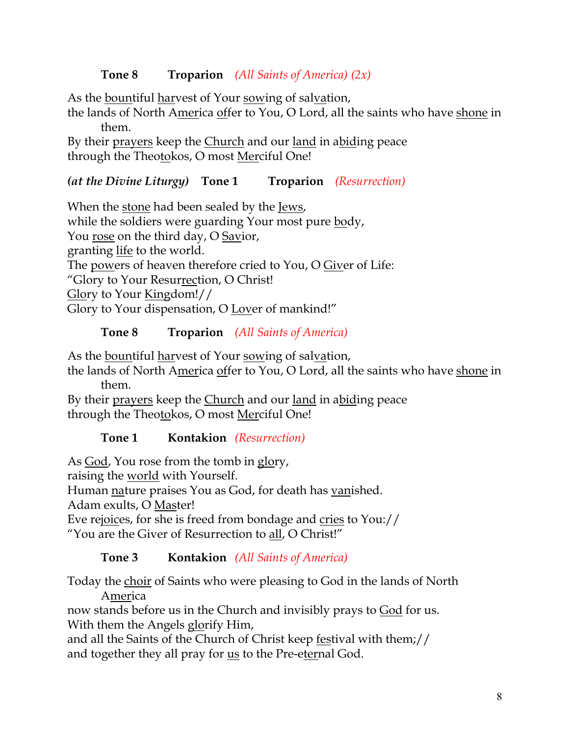**Tone 8** **Troparion** *(All Saints of America) (2x)*

As the bountiful harvest of Your sowing of salvation,
the lands of North America offer to You, O Lord, all the saints who have shone in them.
By their prayers keep the Church and our land in abiding peace
through the Theotokos, O most Merciful One!

***(at the Divine Liturgy)*** **Tone 1** **Troparion** *(Resurrection)*

When the stone had been sealed by the Jews,
while the soldiers were guarding Your most pure body,
You rose on the third day, O Savior,
granting life to the world.
The powers of heaven therefore cried to You, O Giver of Life:
"Glory to Your Resurrection, O Christ!
Glory to Your Kingdom!//
Glory to Your dispensation, O Lover of mankind!"

**Tone 8** **Troparion** *(All Saints of America)*

As the bountiful harvest of Your sowing of salvation,
the lands of North America offer to You, O Lord, all the saints who have shone in them.
By their prayers keep the Church and our land in abiding peace
through the Theotokos, O most Merciful One!

**Tone 1** **Kontakion** *(Resurrection)*

As God, You rose from the tomb in glory,
raising the world with Yourself.
Human nature praises You as God, for death has vanished.
Adam exults, O Master!
Eve rejoices, for she is freed from bondage and cries to You://
"You are the Giver of Resurrection to all, O Christ!"

**Tone 3** **Kontakion** *(All Saints of America)*

Today the choir of Saints who were pleasing to God in the lands of North America
now stands before us in the Church and invisibly prays to God for us.
With them the Angels glorify Him,
and all the Saints of the Church of Christ keep festival with them;//
and together they all pray for us to the Pre-eternal God.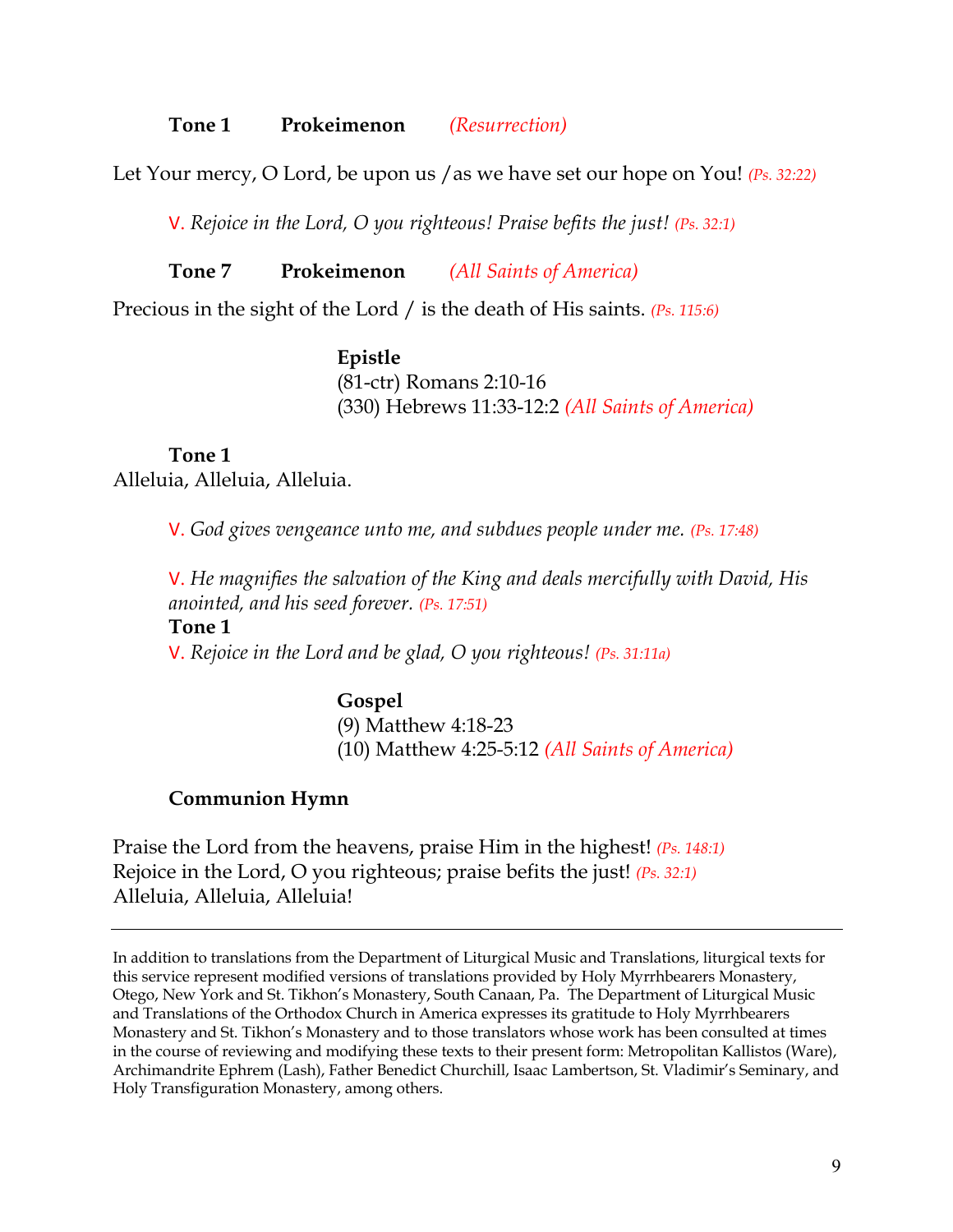**Tone 1 Prokeimenon** *(Resurrection)*

Let Your mercy, O Lord, be upon us /as we have set our hope on You! *(Ps. 32:22)*

V. *Rejoice in the Lord, O you righteous! Praise befits the just! (Ps. 32:1)*

**Tone 7 Prokeimenon** *(All Saints of America)*

Precious in the sight of the Lord / is the death of His saints. *(Ps. 115:6)*

**Epistle**
(81-ctr) Romans 2:10-16
(330) Hebrews 11:33-12:2 *(All Saints of America)*

**Tone 1**
Alleluia, Alleluia, Alleluia.

V. *God gives vengeance unto me, and subdues people under me. (Ps. 17:48)*

V. *He magnifies the salvation of the King and deals mercifully with David, His anointed, and his seed forever. (Ps. 17:51)*

**Tone 1**
V. *Rejoice in the Lord and be glad, O you righteous! (Ps. 31:11a)*

**Gospel**
(9) Matthew 4:18-23
(10) Matthew 4:25-5:12 *(All Saints of America)*

**Communion Hymn**

Praise the Lord from the heavens, praise Him in the highest! *(Ps. 148:1)*
Rejoice in the Lord, O you righteous; praise befits the just! *(Ps. 32:1)*
Alleluia, Alleluia, Alleluia!

---

In addition to translations from the Department of Liturgical Music and Translations, liturgical texts for this service represent modified versions of translations provided by Holy Myrrhbearers Monastery, Otego, New York and St. Tikhon's Monastery, South Canaan, Pa. The Department of Liturgical Music and Translations of the Orthodox Church in America expresses its gratitude to Holy Myrrhbearers Monastery and St. Tikhon's Monastery and to those translators whose work has been consulted at times in the course of reviewing and modifying these texts to their present form: Metropolitan Kallistos (Ware), Archimandrite Ephrem (Lash), Father Benedict Churchill, Isaac Lambertson, St. Vladimir's Seminary, and Holy Transfiguration Monastery, among others.